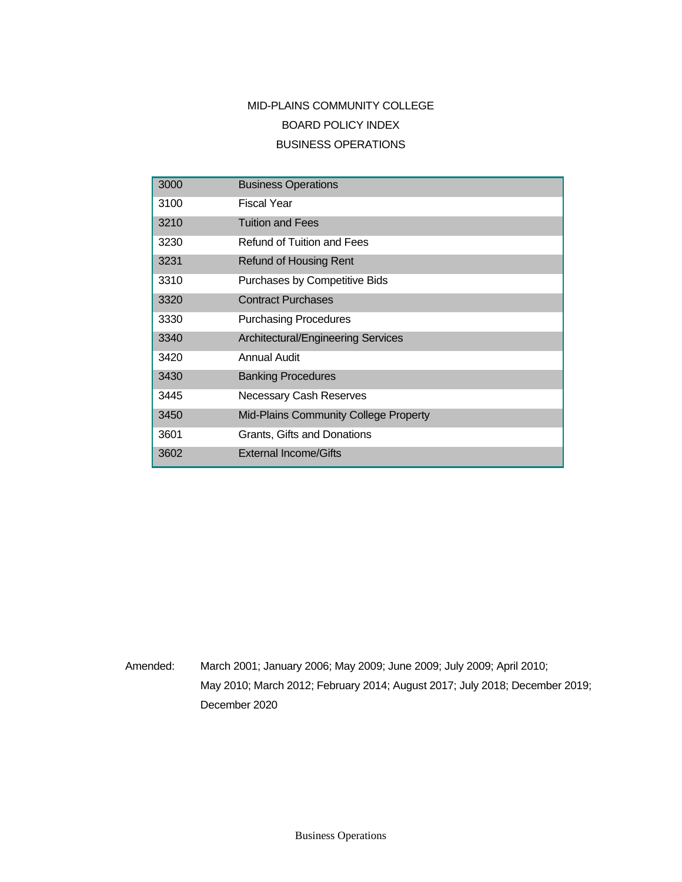# MID-PLAINS COMMUNITY COLLEGE

## BOARD POLICY INDEX

## BUSINESS OPERATIONS

| | |
|---|---|
| 3000 | Business Operations |
| 3100 | Fiscal Year |
| 3210 | Tuition and Fees |
| 3230 | Refund of Tuition and Fees |
| 3231 | Refund of Housing Rent |
| 3310 | Purchases by Competitive Bids |
| 3320 | Contract Purchases |
| 3330 | Purchasing Procedures |
| 3340 | Architectural/Engineering Services |
| 3420 | Annual Audit |
| 3430 | Banking Procedures |
| 3445 | Necessary Cash Reserves |
| 3450 | Mid-Plains Community College Property |
| 3601 | Grants, Gifts and Donations |
| 3602 | External Income/Gifts |

Amended: March 2001; January 2006; May 2009; June 2009; July 2009; April 2010; May 2010; March 2012; February 2014; August 2017; July 2018; December 2019; December 2020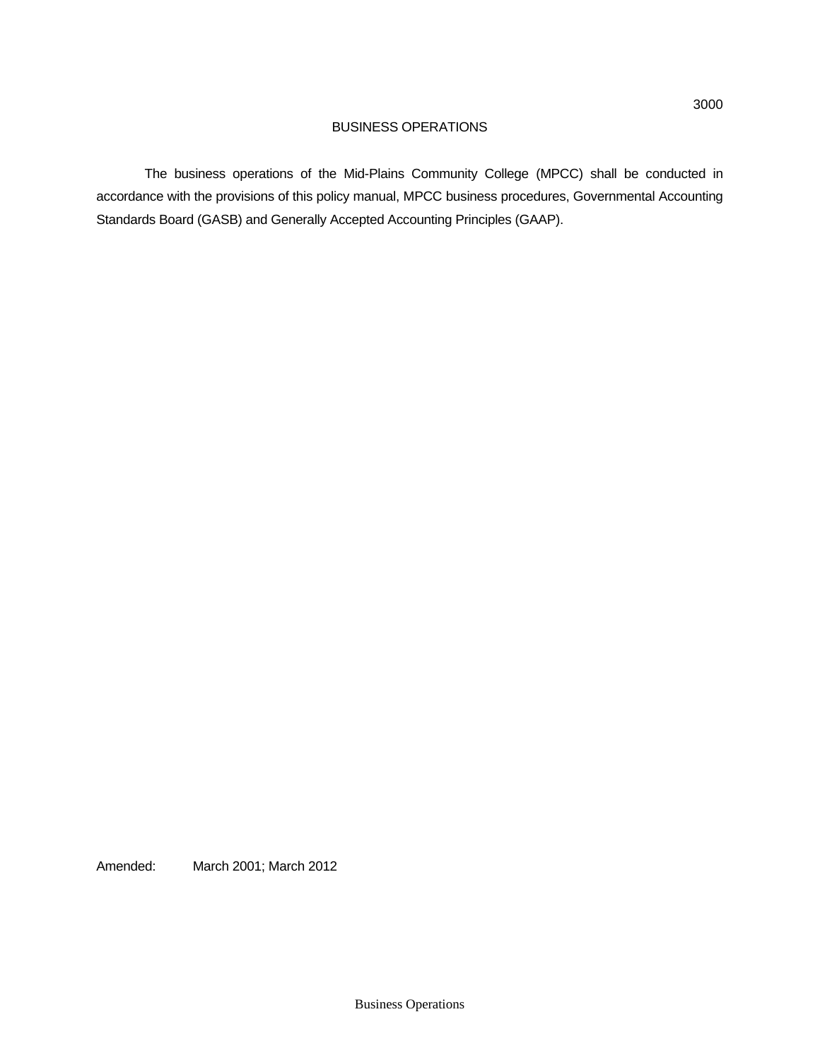# BUSINESS OPERATIONS

The business operations of the Mid-Plains Community College (MPCC) shall be conducted in accordance with the provisions of this policy manual, MPCC business procedures, Governmental Accounting Standards Board (GASB) and Generally Accepted Accounting Principles (GAAP).

Amended: March 2001; March 2012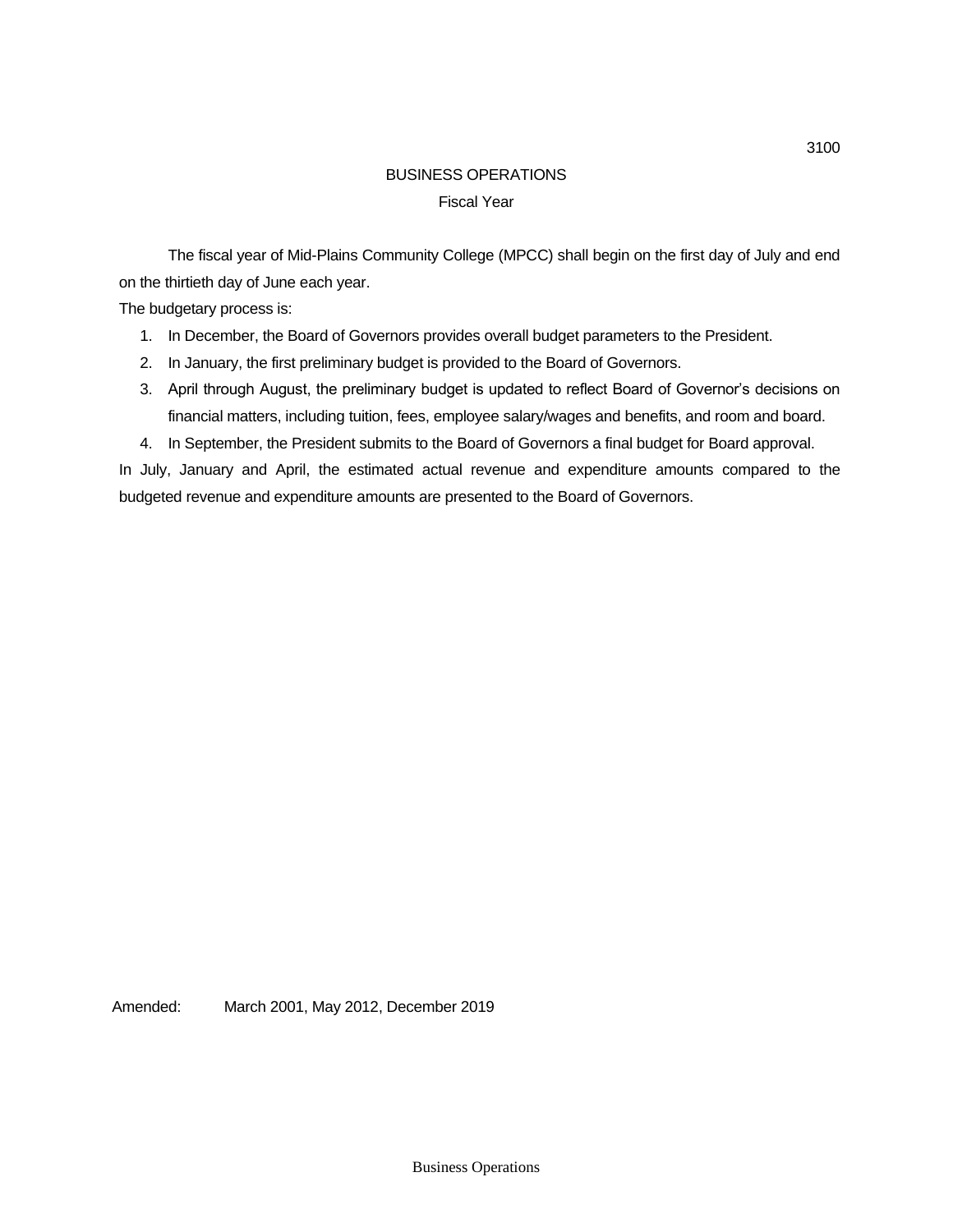# BUSINESS OPERATIONS

## Fiscal Year

The fiscal year of Mid-Plains Community College (MPCC) shall begin on the first day of July and end on the thirtieth day of June each year.

The budgetary process is:

1. In December, the Board of Governors provides overall budget parameters to the President.
2. In January, the first preliminary budget is provided to the Board of Governors.
3. April through August, the preliminary budget is updated to reflect Board of Governor's decisions on financial matters, including tuition, fees, employee salary/wages and benefits, and room and board.
4. In September, the President submits to the Board of Governors a final budget for Board approval.

In July, January and April, the estimated actual revenue and expenditure amounts compared to the budgeted revenue and expenditure amounts are presented to the Board of Governors.

Amended: March 2001, May 2012, December 2019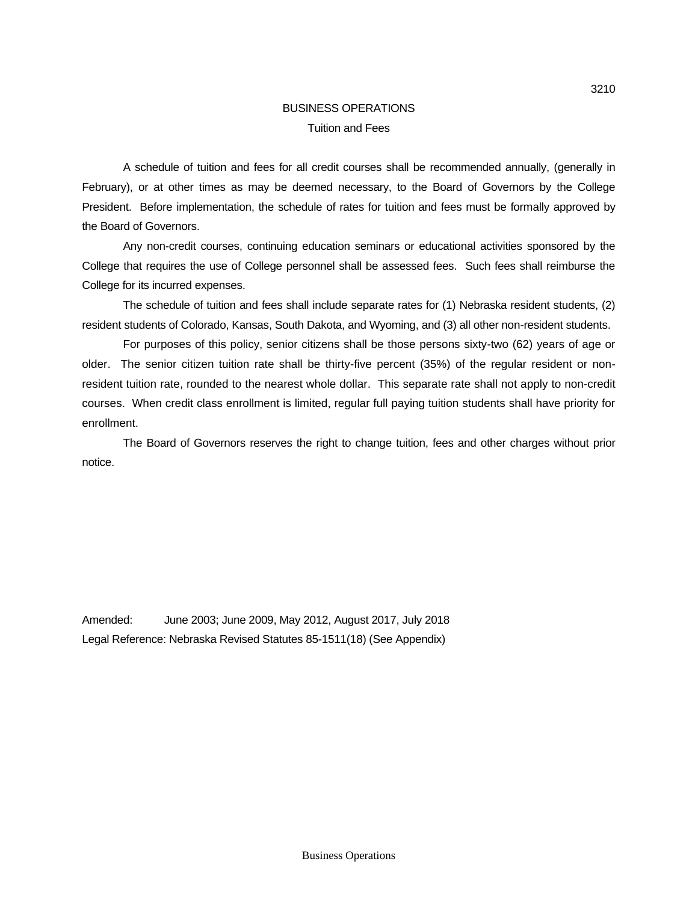3210

# BUSINESS OPERATIONS

## Tuition and Fees

A schedule of tuition and fees for all credit courses shall be recommended annually, (generally in February), or at other times as may be deemed necessary, to the Board of Governors by the College President. Before implementation, the schedule of rates for tuition and fees must be formally approved by the Board of Governors.

Any non-credit courses, continuing education seminars or educational activities sponsored by the College that requires the use of College personnel shall be assessed fees. Such fees shall reimburse the College for its incurred expenses.

The schedule of tuition and fees shall include separate rates for (1) Nebraska resident students, (2) resident students of Colorado, Kansas, South Dakota, and Wyoming, and (3) all other non-resident students.

For purposes of this policy, senior citizens shall be those persons sixty-two (62) years of age or older. The senior citizen tuition rate shall be thirty-five percent (35%) of the regular resident or non-resident tuition rate, rounded to the nearest whole dollar. This separate rate shall not apply to non-credit courses. When credit class enrollment is limited, regular full paying tuition students shall have priority for enrollment.

The Board of Governors reserves the right to change tuition, fees and other charges without prior notice.

Amended: June 2003; June 2009, May 2012, August 2017, July 2018

Legal Reference: Nebraska Revised Statutes 85-1511(18) (See Appendix)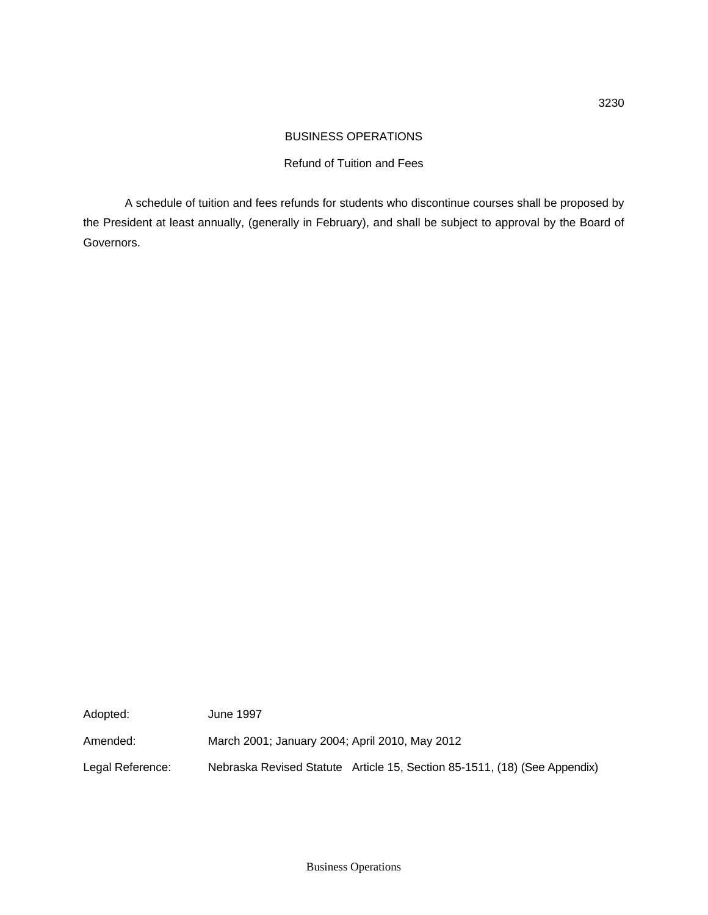3230

# BUSINESS OPERATIONS

## Refund of Tuition and Fees

A schedule of tuition and fees refunds for students who discontinue courses shall be proposed by the President at least annually, (generally in February), and shall be subject to approval by the Board of Governors.

Adopted: June 1997

Amended: March 2001; January 2004; April 2010, May 2012

Legal Reference: Nebraska Revised Statute Article 15, Section 85-1511, (18) (See Appendix)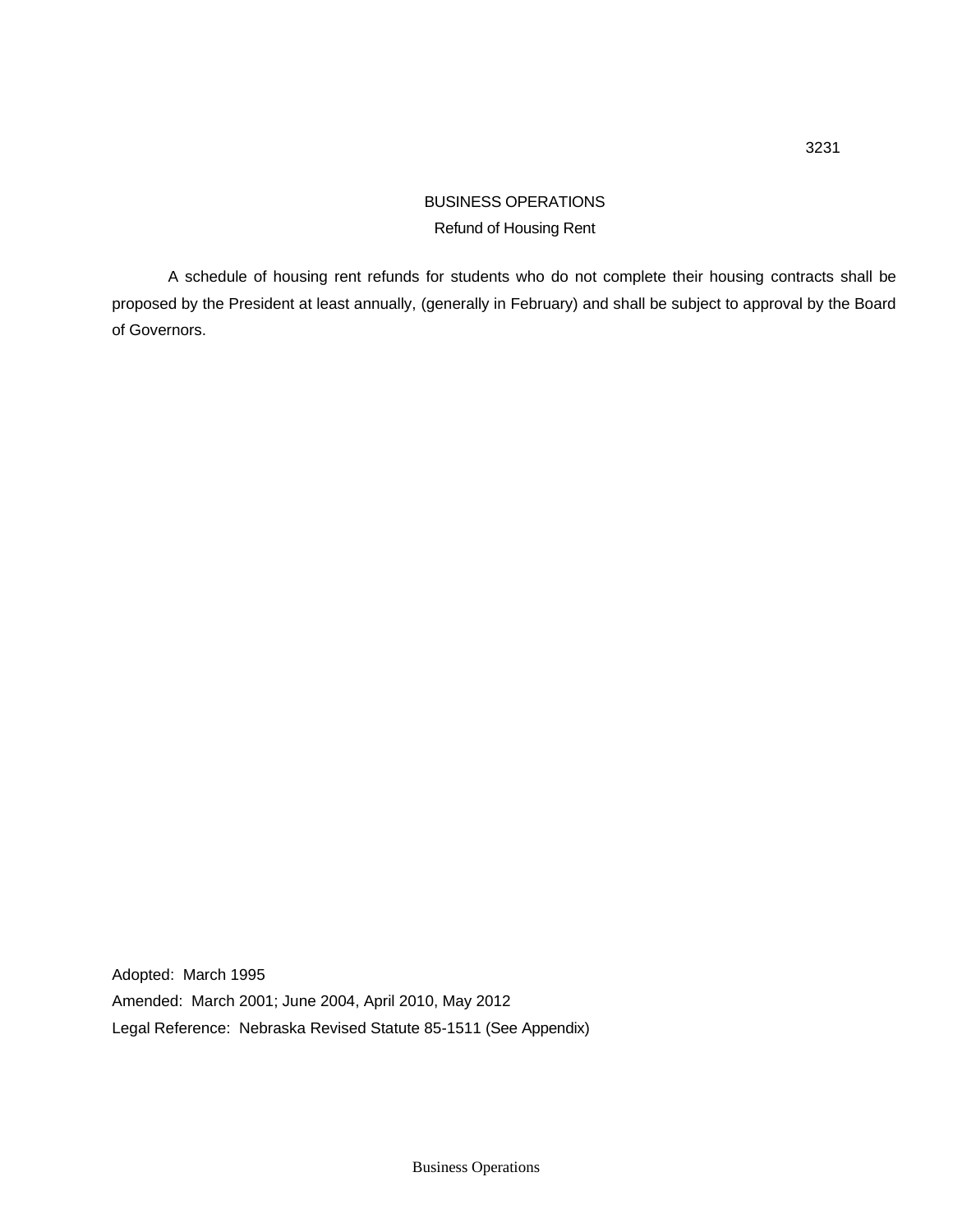3231

# BUSINESS OPERATIONS

## Refund of Housing Rent

A schedule of housing rent refunds for students who do not complete their housing contracts shall be proposed by the President at least annually, (generally in February) and shall be subject to approval by the Board of Governors.

Adopted: March 1995

Amended: March 2001; June 2004, April 2010, May 2012

Legal Reference: Nebraska Revised Statute 85-1511 (See Appendix)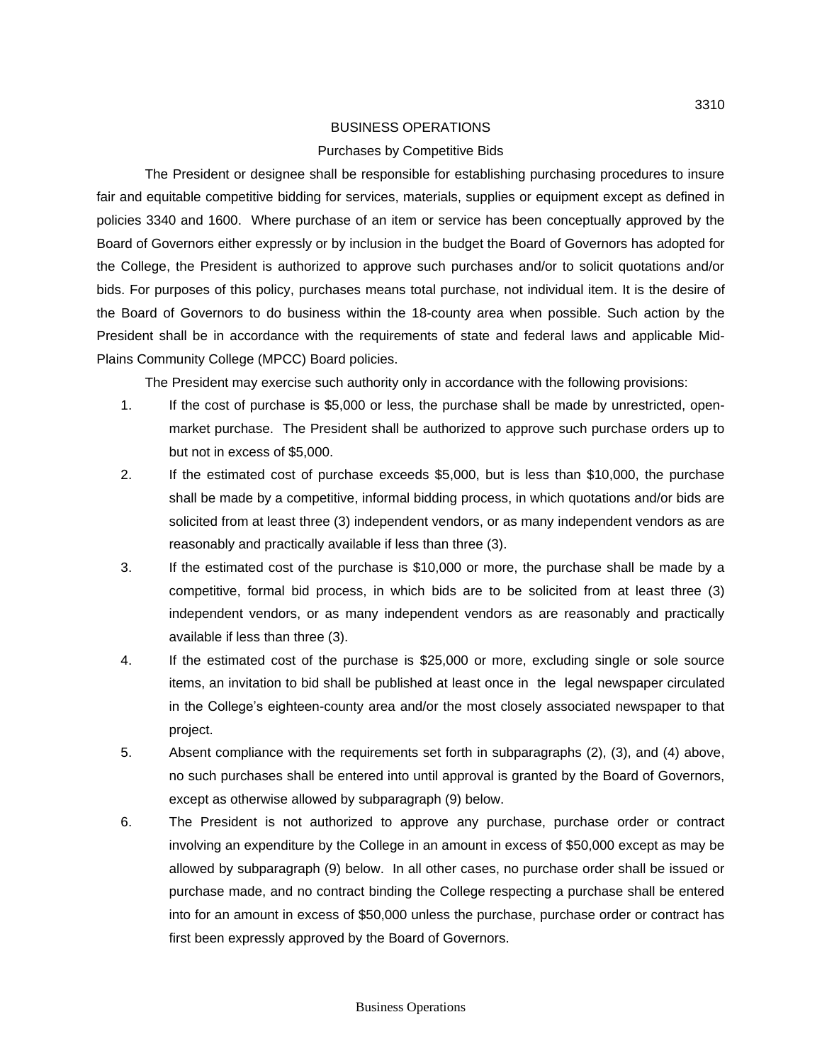3310

## BUSINESS OPERATIONS

### Purchases by Competitive Bids

The President or designee shall be responsible for establishing purchasing procedures to insure fair and equitable competitive bidding for services, materials, supplies or equipment except as defined in policies 3340 and 1600. Where purchase of an item or service has been conceptually approved by the Board of Governors either expressly or by inclusion in the budget the Board of Governors has adopted for the College, the President is authorized to approve such purchases and/or to solicit quotations and/or bids. For purposes of this policy, purchases means total purchase, not individual item. It is the desire of the Board of Governors to do business within the 18-county area when possible. Such action by the President shall be in accordance with the requirements of state and federal laws and applicable Mid-Plains Community College (MPCC) Board policies.

The President may exercise such authority only in accordance with the following provisions:

1. If the cost of purchase is $5,000 or less, the purchase shall be made by unrestricted, open-market purchase. The President shall be authorized to approve such purchase orders up to but not in excess of $5,000.
2. If the estimated cost of purchase exceeds $5,000, but is less than $10,000, the purchase shall be made by a competitive, informal bidding process, in which quotations and/or bids are solicited from at least three (3) independent vendors, or as many independent vendors as are reasonably and practically available if less than three (3).
3. If the estimated cost of the purchase is $10,000 or more, the purchase shall be made by a competitive, formal bid process, in which bids are to be solicited from at least three (3) independent vendors, or as many independent vendors as are reasonably and practically available if less than three (3).
4. If the estimated cost of the purchase is $25,000 or more, excluding single or sole source items, an invitation to bid shall be published at least once in the legal newspaper circulated in the College's eighteen-county area and/or the most closely associated newspaper to that project.
5. Absent compliance with the requirements set forth in subparagraphs (2), (3), and (4) above, no such purchases shall be entered into until approval is granted by the Board of Governors, except as otherwise allowed by subparagraph (9) below.
6. The President is not authorized to approve any purchase, purchase order or contract involving an expenditure by the College in an amount in excess of $50,000 except as may be allowed by subparagraph (9) below. In all other cases, no purchase order shall be issued or purchase made, and no contract binding the College respecting a purchase shall be entered into for an amount in excess of $50,000 unless the purchase, purchase order or contract has first been expressly approved by the Board of Governors.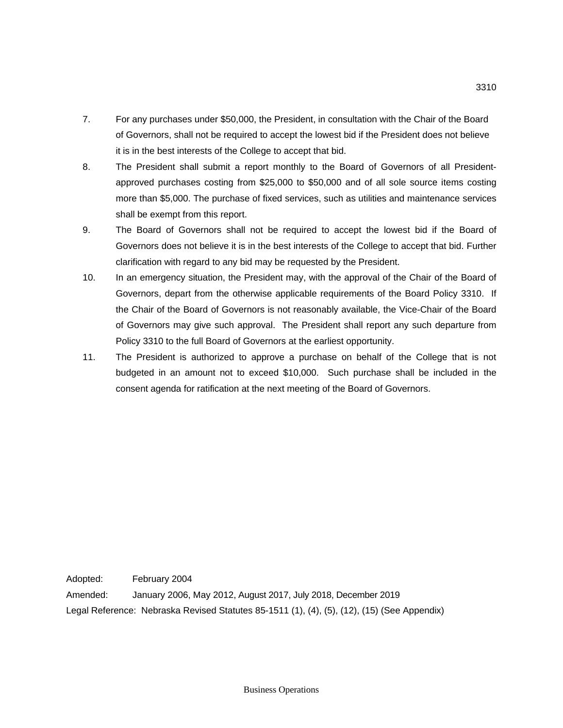7. For any purchases under $50,000, the President, in consultation with the Chair of the Board of Governors, shall not be required to accept the lowest bid if the President does not believe it is in the best interests of the College to accept that bid.
8. The President shall submit a report monthly to the Board of Governors of all President-approved purchases costing from $25,000 to $50,000 and of all sole source items costing more than $5,000. The purchase of fixed services, such as utilities and maintenance services shall be exempt from this report.
9. The Board of Governors shall not be required to accept the lowest bid if the Board of Governors does not believe it is in the best interests of the College to accept that bid. Further clarification with regard to any bid may be requested by the President.
10. In an emergency situation, the President may, with the approval of the Chair of the Board of Governors, depart from the otherwise applicable requirements of the Board Policy 3310. If the Chair of the Board of Governors is not reasonably available, the Vice-Chair of the Board of Governors may give such approval. The President shall report any such departure from Policy 3310 to the full Board of Governors at the earliest opportunity.
11. The President is authorized to approve a purchase on behalf of the College that is not budgeted in an amount not to exceed $10,000. Such purchase shall be included in the consent agenda for ratification at the next meeting of the Board of Governors.

Adopted: February 2004

Amended: January 2006, May 2012, August 2017, July 2018, December 2019

Legal Reference: Nebraska Revised Statutes 85-1511 (1), (4), (5), (12), (15) (See Appendix)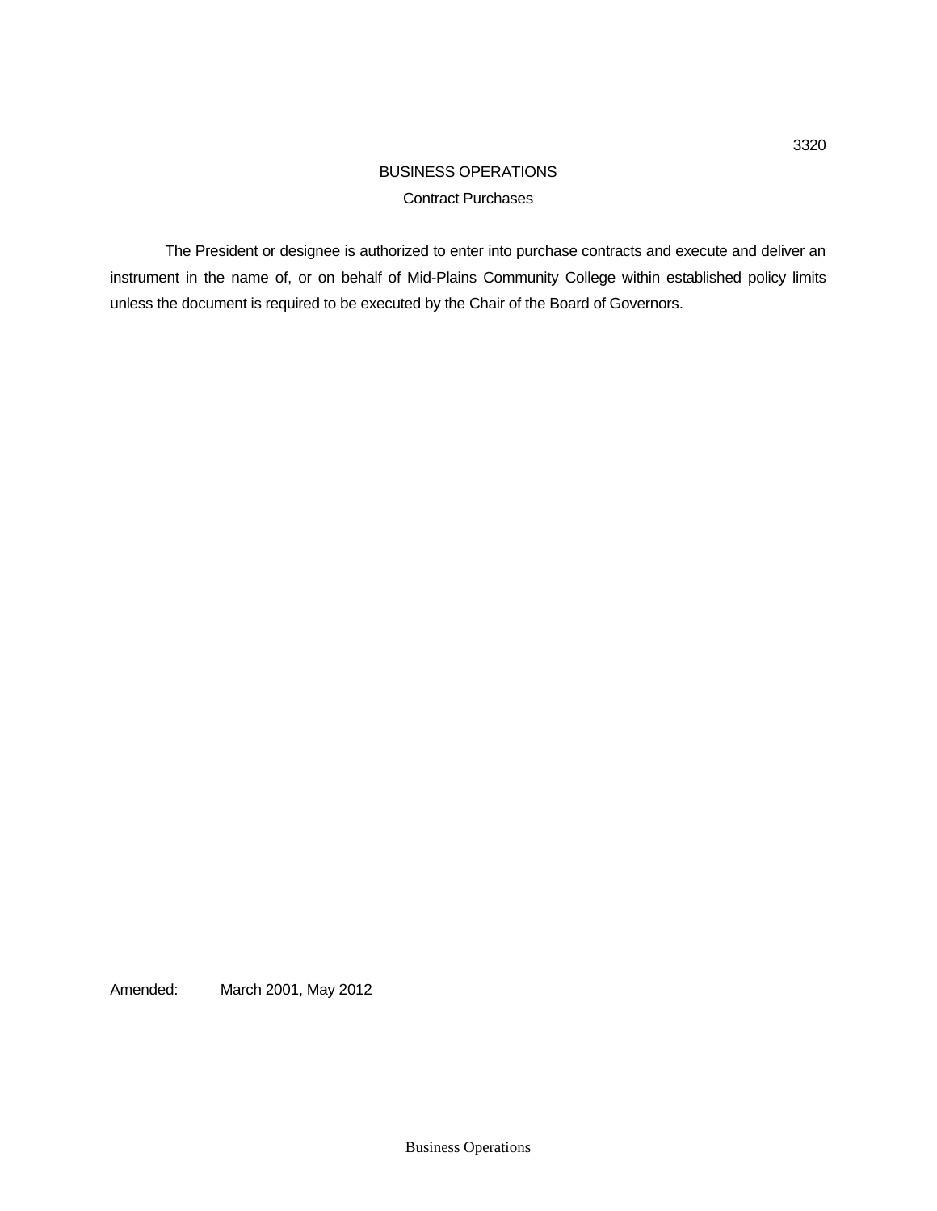3320

# BUSINESS OPERATIONS

## Contract Purchases

The President or designee is authorized to enter into purchase contracts and execute and deliver an instrument in the name of, or on behalf of Mid-Plains Community College within established policy limits unless the document is required to be executed by the Chair of the Board of Governors.

Amended: March 2001, May 2012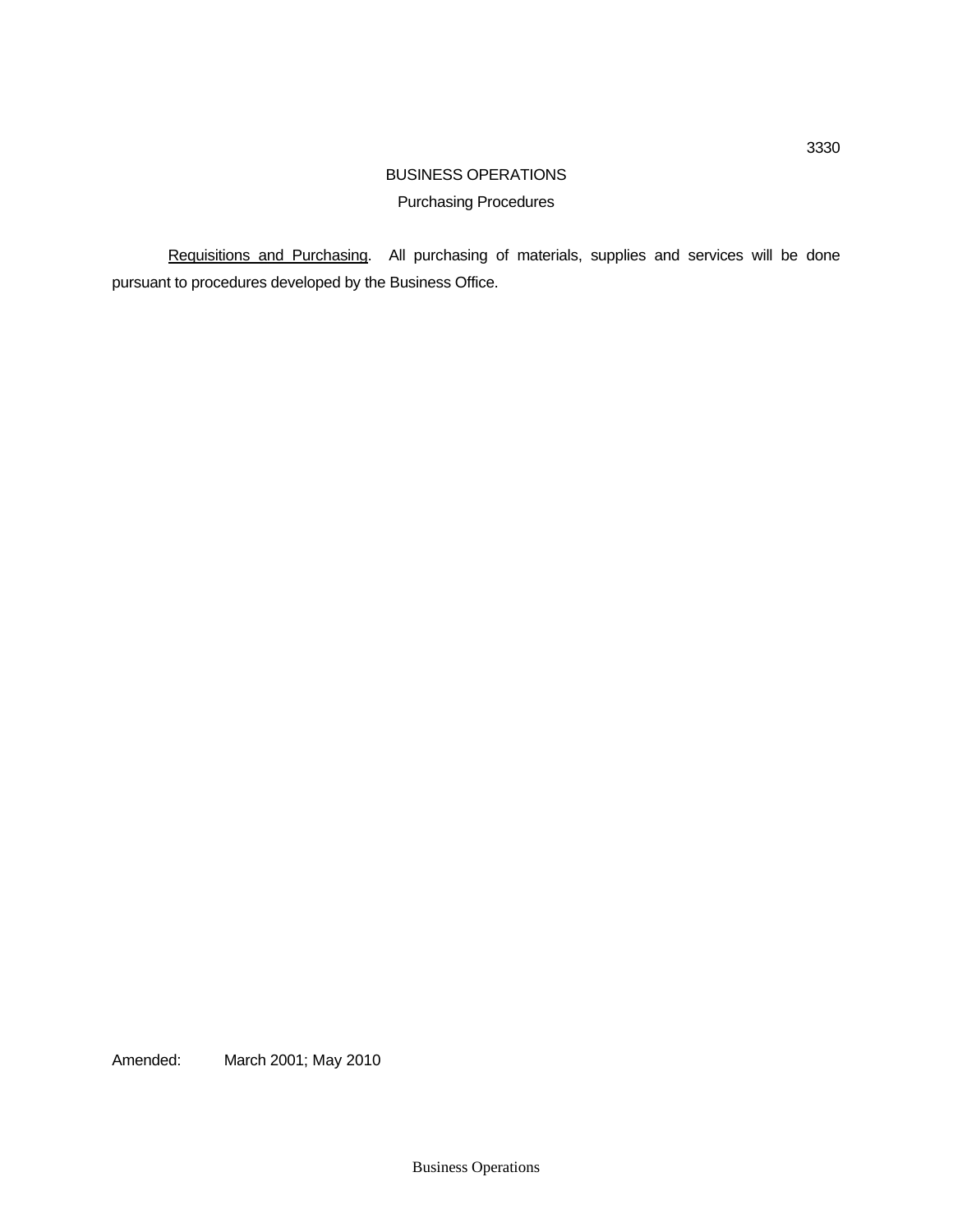3330

# BUSINESS OPERATIONS

## Purchasing Procedures

Requisitions and Purchasing. All purchasing of materials, supplies and services will be done pursuant to procedures developed by the Business Office.

Amended: March 2001; May 2010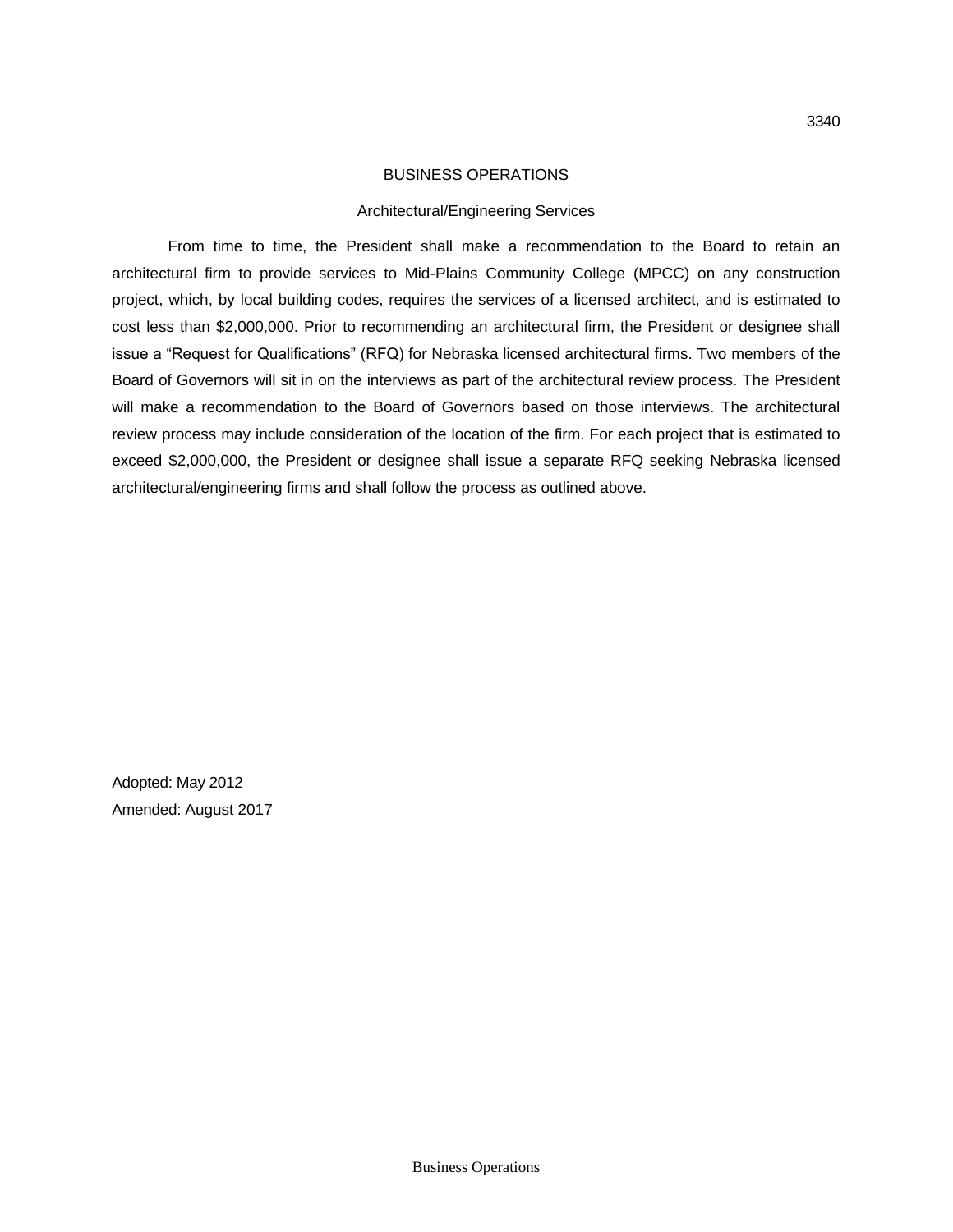3340

# BUSINESS OPERATIONS

## Architectural/Engineering Services

From time to time, the President shall make a recommendation to the Board to retain an architectural firm to provide services to Mid-Plains Community College (MPCC) on any construction project, which, by local building codes, requires the services of a licensed architect, and is estimated to cost less than $2,000,000. Prior to recommending an architectural firm, the President or designee shall issue a "Request for Qualifications" (RFQ) for Nebraska licensed architectural firms. Two members of the Board of Governors will sit in on the interviews as part of the architectural review process. The President will make a recommendation to the Board of Governors based on those interviews. The architectural review process may include consideration of the location of the firm. For each project that is estimated to exceed $2,000,000, the President or designee shall issue a separate RFQ seeking Nebraska licensed architectural/engineering firms and shall follow the process as outlined above.

Adopted: May 2012
Amended: August 2017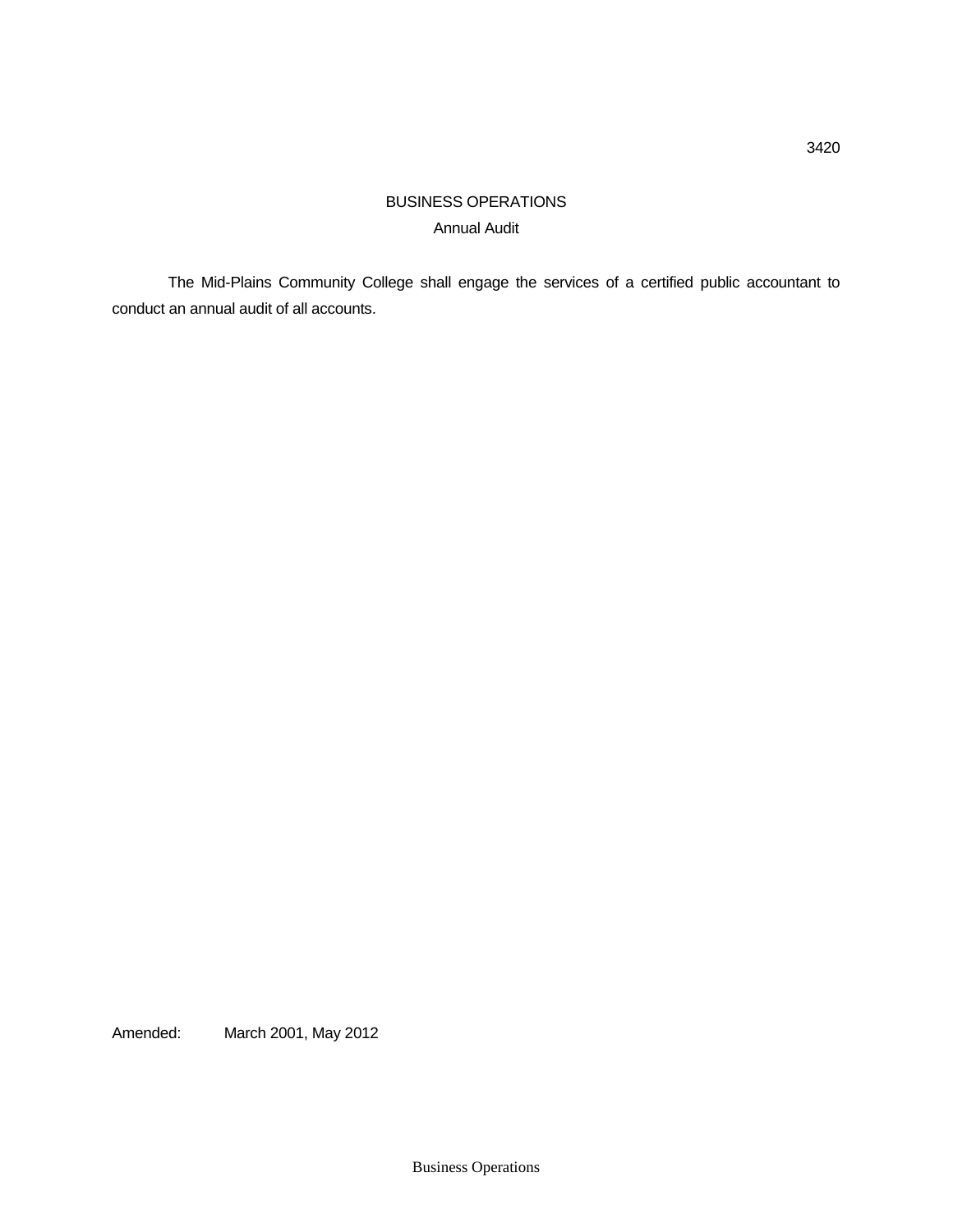# BUSINESS OPERATIONS

## Annual Audit

The Mid-Plains Community College shall engage the services of a certified public accountant to conduct an annual audit of all accounts.

Amended: March 2001, May 2012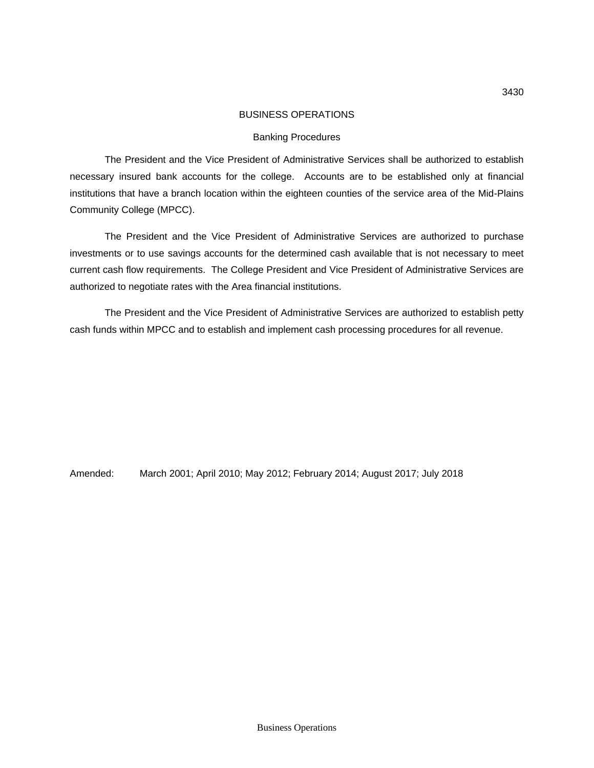3430

# BUSINESS OPERATIONS

## Banking Procedures

The President and the Vice President of Administrative Services shall be authorized to establish necessary insured bank accounts for the college. Accounts are to be established only at financial institutions that have a branch location within the eighteen counties of the service area of the Mid-Plains Community College (MPCC).

The President and the Vice President of Administrative Services are authorized to purchase investments or to use savings accounts for the determined cash available that is not necessary to meet current cash flow requirements. The College President and Vice President of Administrative Services are authorized to negotiate rates with the Area financial institutions.

The President and the Vice President of Administrative Services are authorized to establish petty cash funds within MPCC and to establish and implement cash processing procedures for all revenue.

Amended: March 2001; April 2010; May 2012; February 2014; August 2017; July 2018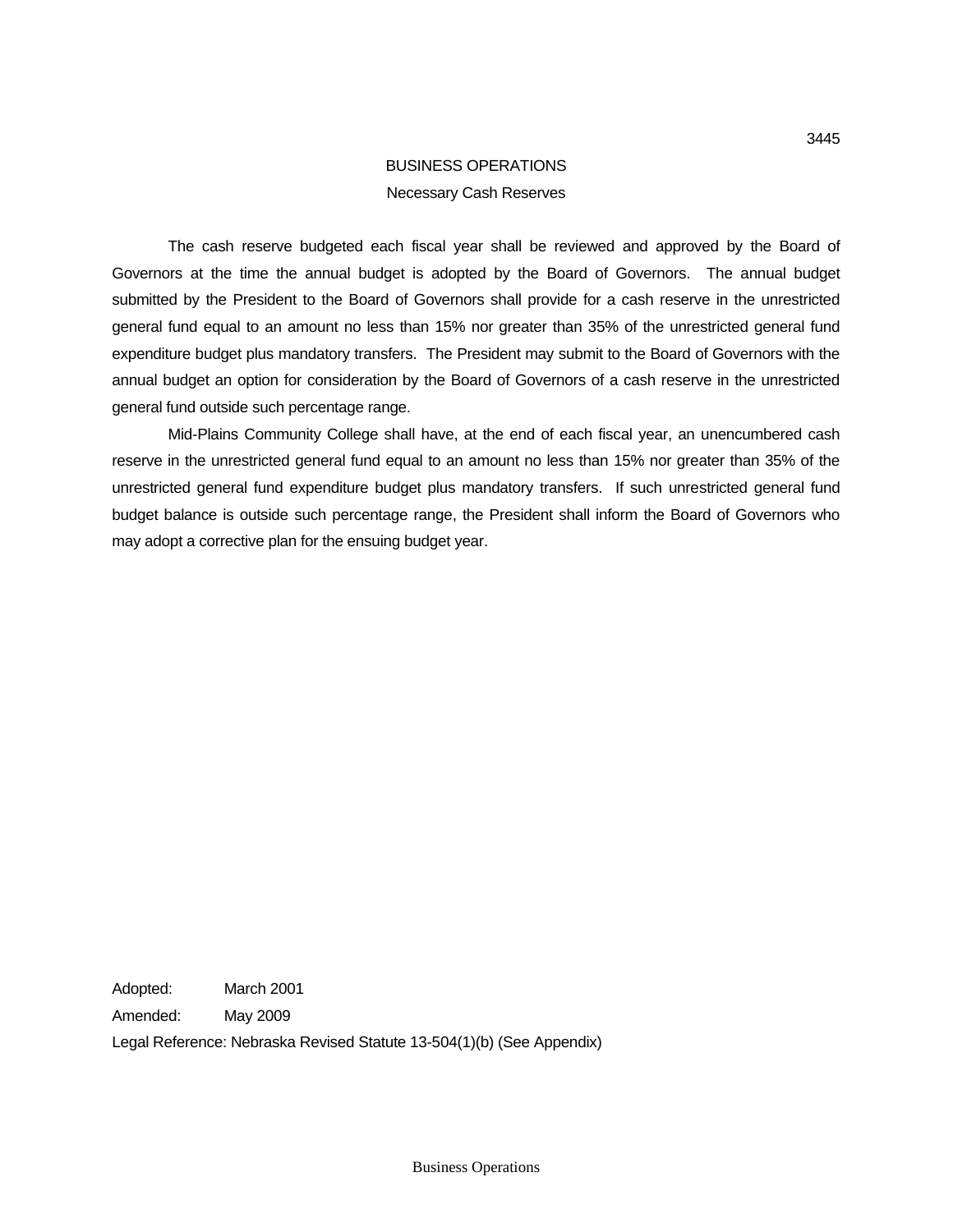# BUSINESS OPERATIONS

## Necessary Cash Reserves

The cash reserve budgeted each fiscal year shall be reviewed and approved by the Board of Governors at the time the annual budget is adopted by the Board of Governors. The annual budget submitted by the President to the Board of Governors shall provide for a cash reserve in the unrestricted general fund equal to an amount no less than 15% nor greater than 35% of the unrestricted general fund expenditure budget plus mandatory transfers. The President may submit to the Board of Governors with the annual budget an option for consideration by the Board of Governors of a cash reserve in the unrestricted general fund outside such percentage range.

Mid-Plains Community College shall have, at the end of each fiscal year, an unencumbered cash reserve in the unrestricted general fund equal to an amount no less than 15% nor greater than 35% of the unrestricted general fund expenditure budget plus mandatory transfers. If such unrestricted general fund budget balance is outside such percentage range, the President shall inform the Board of Governors who may adopt a corrective plan for the ensuing budget year.

Adopted: March 2001

Amended: May 2009

Legal Reference: Nebraska Revised Statute 13-504(1)(b) (See Appendix)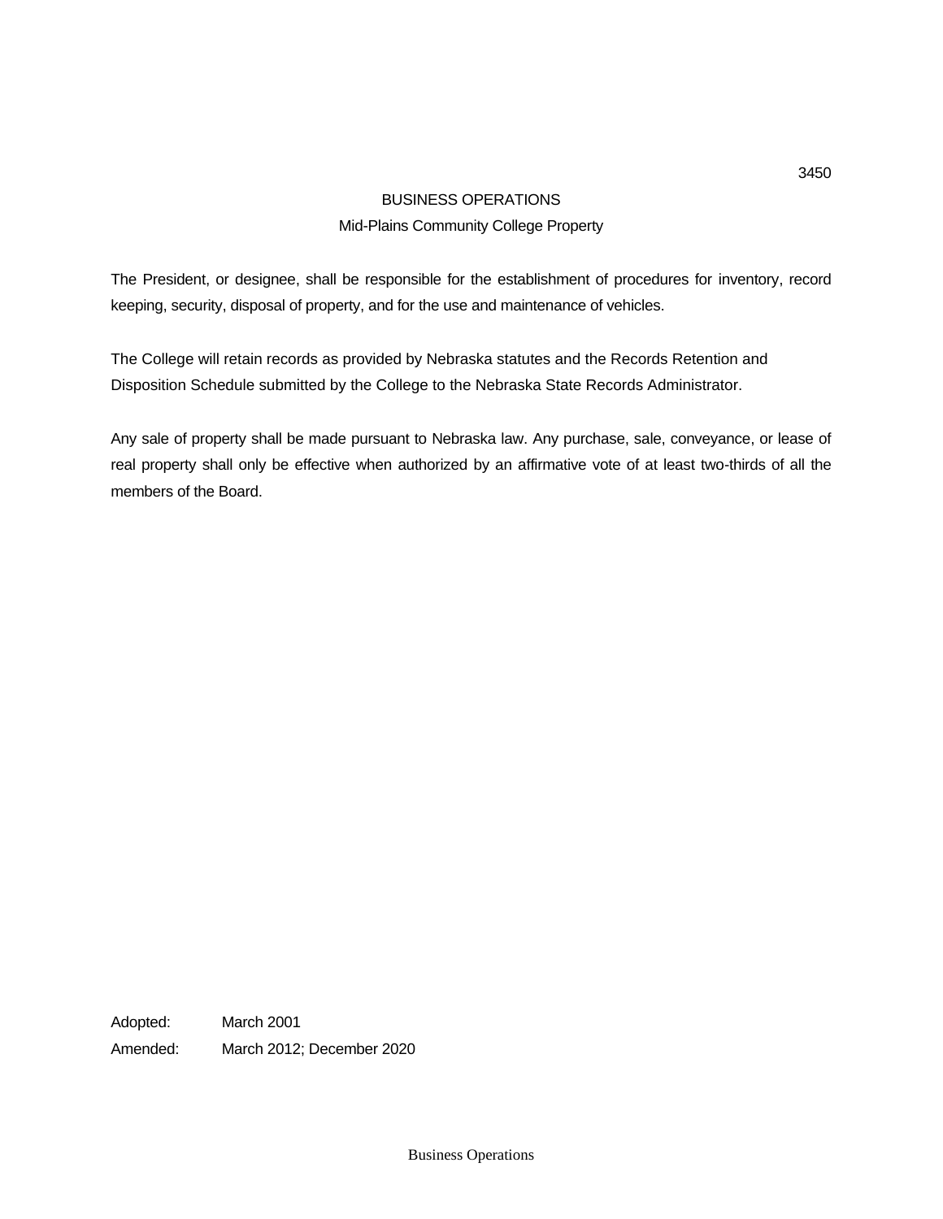# BUSINESS OPERATIONS

## Mid-Plains Community College Property

The President, or designee, shall be responsible for the establishment of procedures for inventory, record keeping, security, disposal of property, and for the use and maintenance of vehicles.

The College will retain records as provided by Nebraska statutes and the Records Retention and Disposition Schedule submitted by the College to the Nebraska State Records Administrator.

Any sale of property shall be made pursuant to Nebraska law. Any purchase, sale, conveyance, or lease of real property shall only be effective when authorized by an affirmative vote of at least two-thirds of all the members of the Board.

Adopted: March 2001

Amended: March 2012; December 2020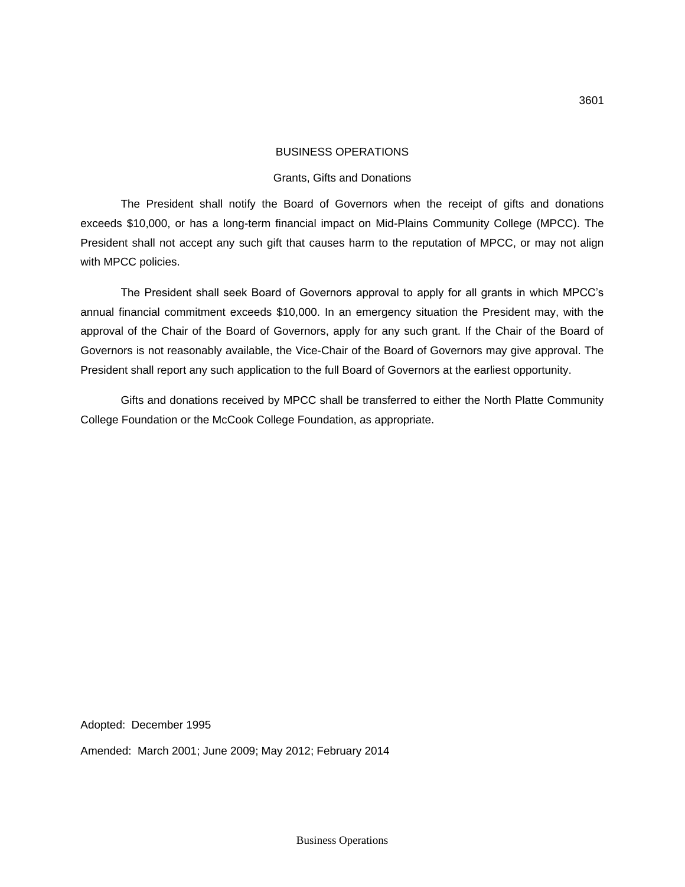# BUSINESS OPERATIONS

## Grants, Gifts and Donations

The President shall notify the Board of Governors when the receipt of gifts and donations exceeds $10,000, or has a long-term financial impact on Mid-Plains Community College (MPCC). The President shall not accept any such gift that causes harm to the reputation of MPCC, or may not align with MPCC policies.

The President shall seek Board of Governors approval to apply for all grants in which MPCC's annual financial commitment exceeds $10,000. In an emergency situation the President may, with the approval of the Chair of the Board of Governors, apply for any such grant. If the Chair of the Board of Governors is not reasonably available, the Vice-Chair of the Board of Governors may give approval. The President shall report any such application to the full Board of Governors at the earliest opportunity.

Gifts and donations received by MPCC shall be transferred to either the North Platte Community College Foundation or the McCook College Foundation, as appropriate.

Adopted: December 1995

Amended: March 2001; June 2009; May 2012; February 2014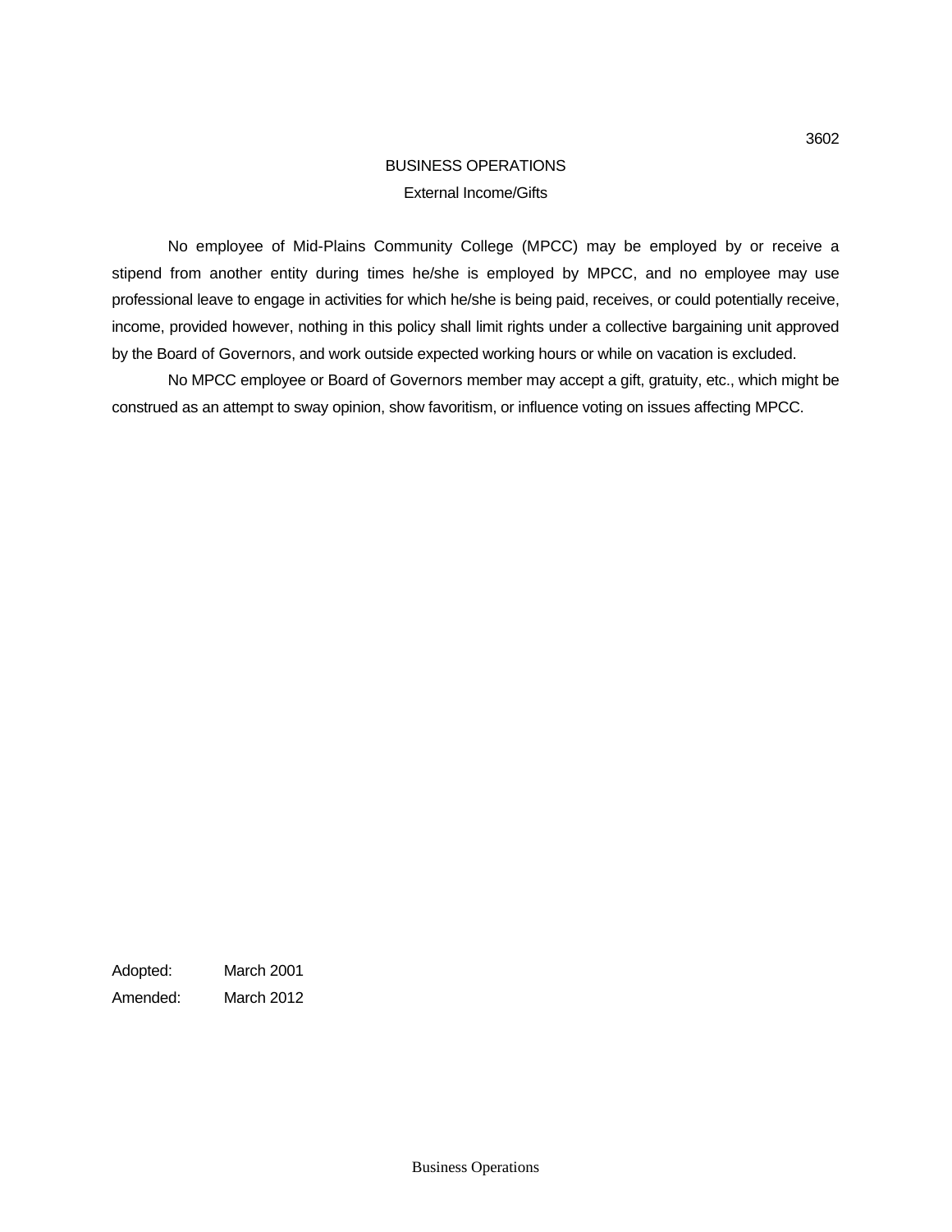3602

# BUSINESS OPERATIONS

## External Income/Gifts

No employee of Mid-Plains Community College (MPCC) may be employed by or receive a stipend from another entity during times he/she is employed by MPCC, and no employee may use professional leave to engage in activities for which he/she is being paid, receives, or could potentially receive, income, provided however, nothing in this policy shall limit rights under a collective bargaining unit approved by the Board of Governors, and work outside expected working hours or while on vacation is excluded.

No MPCC employee or Board of Governors member may accept a gift, gratuity, etc., which might be construed as an attempt to sway opinion, show favoritism, or influence voting on issues affecting MPCC.

Adopted: March 2001

Amended: March 2012